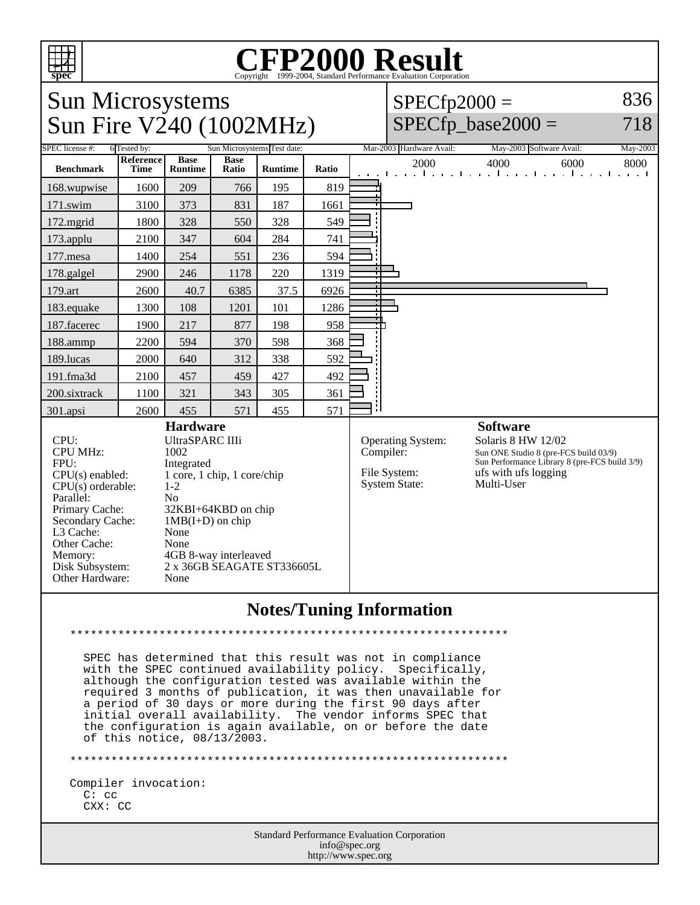# CFP2000 Result

Copyright 1999-2004, Standard Performance Evaluation Corporation

## Sun Microsystems
## Sun Fire V240 (1002MHz)

SPECfp2000 = 836

SPECfp_base2000 = 718

| SPEC license #: | 6 | Tested by: | Sun Microsystems | Test date: | Mar-2003 | Hardware Avail: | May-2003 | Software Avail: | May-2003 |
|---|---|---|---|---|---|---|---|---|---|

| Benchmark | Reference Time | Base Runtime | Base Ratio | Runtime | Ratio |
|---|---|---|---|---|---|
| 168.wupwise | 1600 | 209 | 766 | 195 | 819 |
| 171.swim | 3100 | 373 | 831 | 187 | 1661 |
| 172.mgrid | 1800 | 328 | 550 | 328 | 549 |
| 173.applu | 2100 | 347 | 604 | 284 | 741 |
| 177.mesa | 1400 | 254 | 551 | 236 | 594 |
| 178.galgel | 2900 | 246 | 1178 | 220 | 1319 |
| 179.art | 2600 | 40.7 | 6385 | 37.5 | 6926 |
| 183.equake | 1300 | 108 | 1201 | 101 | 1286 |
| 187.facerec | 1900 | 217 | 877 | 198 | 958 |
| 188.ammp | 2200 | 594 | 370 | 598 | 368 |
| 189.lucas | 2000 | 640 | 312 | 338 | 592 |
| 191.fma3d | 2100 | 457 | 459 | 427 | 492 |
| 200.sixtrack | 1100 | 321 | 343 | 305 | 361 |
| 301.apsi | 2600 | 455 | 571 | 455 | 571 |

### Hardware

| | |
|---|---|
| CPU: | UltraSPARC IIIi |
| CPU MHz: | 1002 |
| FPU: | Integrated |
| CPU(s) enabled: | 1 core, 1 chip, 1 core/chip |
| CPU(s) orderable: | 1-2 |
| Parallel: | No |
| Primary Cache: | 32KBI+64KBD on chip |
| Secondary Cache: | 1MB(I+D) on chip |
| L3 Cache: | None |
| Other Cache: | None |
| Memory: | 4GB 8-way interleaved |
| Disk Subsystem: | 2 x 36GB SEAGATE ST336605L |
| Other Hardware: | None |

### Software

| | |
|---|---|
| Operating System: | Solaris 8 HW 12/02 |
| Compiler: | Sun ONE Studio 8 (pre-FCS build 03/9) Sun Performance Library 8 (pre-FCS build 3/9) |
| File System: | ufs with ufs logging |
| System State: | Multi-User |

## Notes/Tuning Information

```
*****************************************************************

  SPEC has determined that this result was not in compliance
  with the SPEC continued availability policy.  Specifically,
  although the configuration tested was available within the
  required 3 months of publication, it was then unavailable for
  a period of 30 days or more during the first 90 days after
  initial overall availability.  The vendor informs SPEC that
  the configuration is again available, on or before the date
  of this notice, 08/13/2003.

*****************************************************************

Compiler invocation:
  C: cc
  CXX: CC
```

Standard Performance Evaluation Corporation
info@spec.org
http://www.spec.org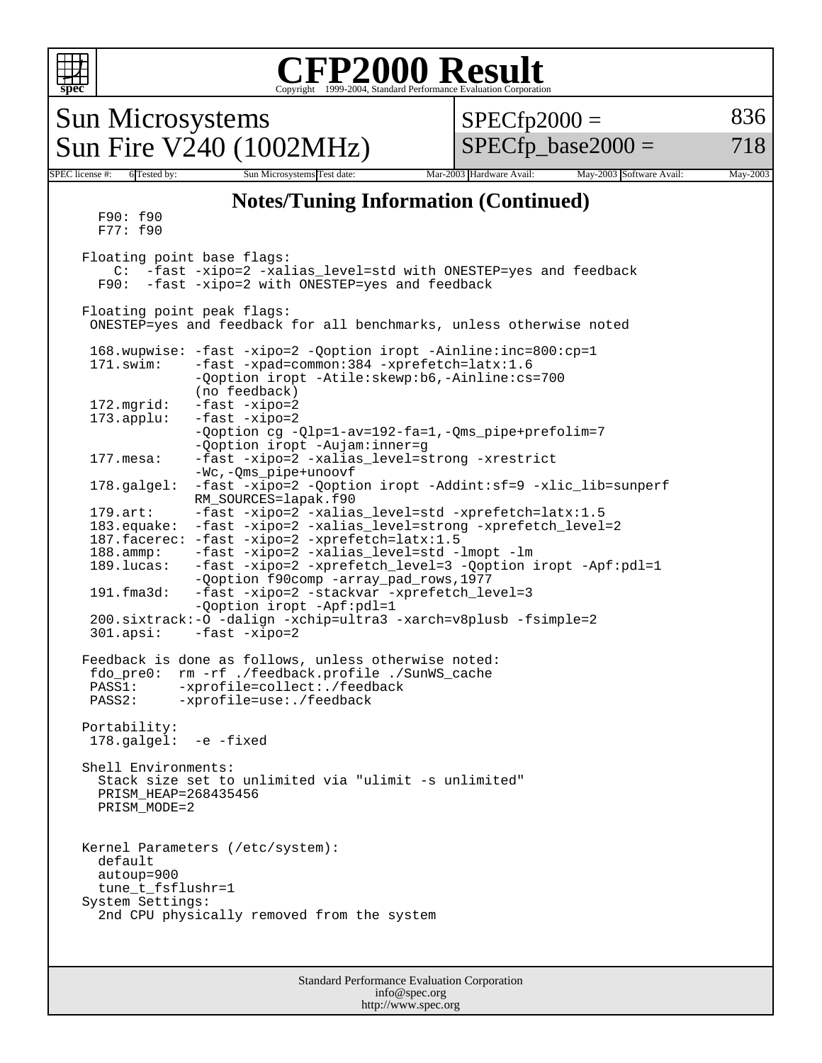# CFP2000 Result

Copyright 1999-2004, Standard Performance Evaluation Corporation

## Sun Microsystems
## Sun Fire V240 (1002MHz)

| | |
|---|---|
| SPECfp2000 = | 836 |
| SPECfp_base2000 = | 718 |

| SPEC license #: | 6 | Tested by: | Sun Microsystems | Test date: | Mar-2003 | Hardware Avail: | May-2003 | Software Avail: | May-2003 |
|---|---|---|---|---|---|---|---|---|---|

### Notes/Tuning Information (Continued)

```
      F90: f90
      F77: f90

    Floating point base flags:
        C:  -fast -xipo=2 -xalias_level=std with ONESTEP=yes and feedback
      F90:  -fast -xipo=2 with ONESTEP=yes and feedback

    Floating point peak flags:
     ONESTEP=yes and feedback for all benchmarks, unless otherwise noted

     168.wupwise: -fast -xipo=2 -Qoption iropt -Ainline:inc=800:cp=1
     171.swim:    -fast -xpad=common:384 -xprefetch=latx:1.6
                  -Qoption iropt -Atile:skewp:b6,-Ainline:cs=700
                  (no feedback)
     172.mgrid:   -fast -xipo=2
     173.applu:   -fast -xipo=2
                  -Qoption cg -Qlp=1-av=192-fa=1,-Qms_pipe+prefolim=7
                  -Qoption iropt -Aujam:inner=g
     177.mesa:    -fast -xipo=2 -xalias_level=strong -xrestrict
                  -Wc,-Qms_pipe+unoovf
     178.galgel:  -fast -xipo=2 -Qoption iropt -Addint:sf=9 -xlic_lib=sunperf
                  RM_SOURCES=lapak.f90
     179.art:     -fast -xipo=2 -xalias_level=std -xprefetch=latx:1.5
     183.equake:  -fast -xipo=2 -xalias_level=strong -xprefetch_level=2
     187.facerec: -fast -xipo=2 -xprefetch=latx:1.5
     188.ammp:    -fast -xipo=2 -xalias_level=std -lmopt -lm
     189.lucas:   -fast -xipo=2 -xprefetch_level=3 -Qoption iropt -Apf:pdl=1
                  -Qoption f90comp -array_pad_rows,1977
     191.fma3d:   -fast -xipo=2 -stackvar -xprefetch_level=3
                  -Qoption iropt -Apf:pdl=1
     200.sixtrack:-O -dalign -xchip=ultra3 -xarch=v8plusb -fsimple=2
     301.apsi:    -fast -xipo=2

    Feedback is done as follows, unless otherwise noted:
     fdo_pre0:  rm -rf ./feedback.profile ./SunWS_cache
     PASS1:     -xprofile=collect:./feedback
     PASS2:     -xprofile=use:./feedback

    Portability:
     178.galgel:  -e -fixed

    Shell Environments:
      Stack size set to unlimited via "ulimit -s unlimited"
      PRISM_HEAP=268435456
      PRISM_MODE=2


    Kernel Parameters (/etc/system):
      default
      autoup=900
      tune_t_fsflushr=1
    System Settings:
      2nd CPU physically removed from the system
```

Standard Performance Evaluation Corporation
info@spec.org
http://www.spec.org